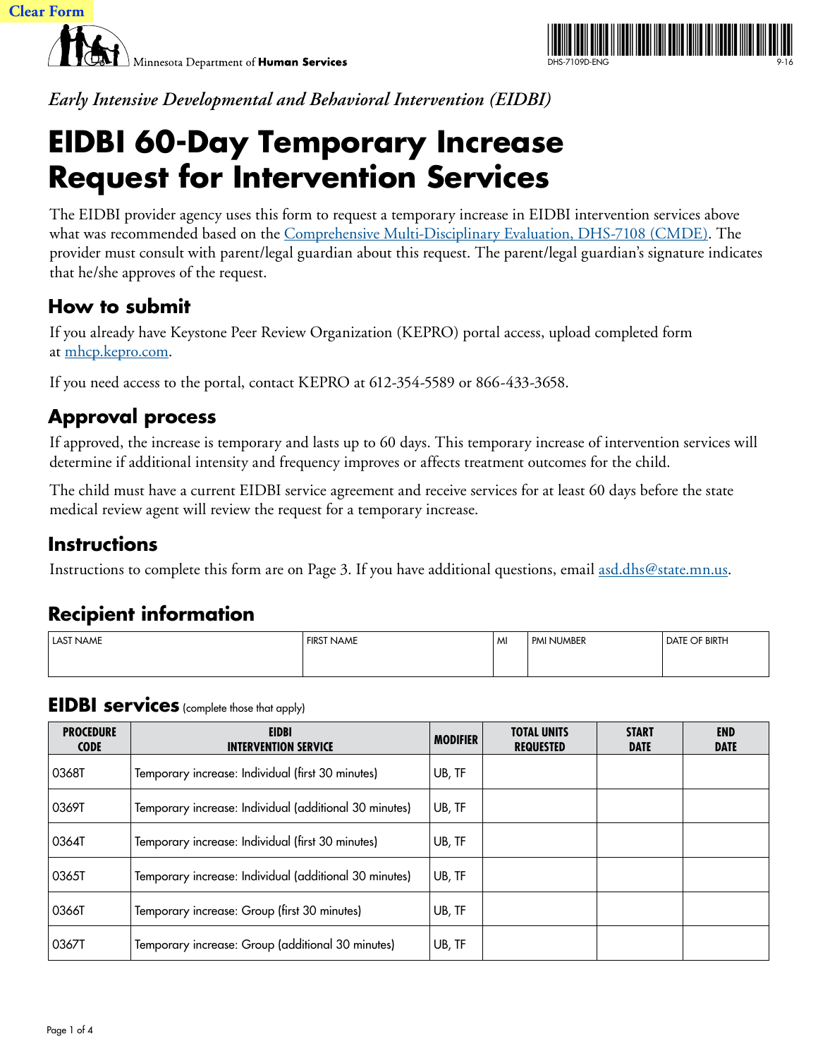Clear Form

Minnesota Department of **Human Services**

DHS-7109D-ENG 9-16

*Early Intensive Developmental and Behavioral Intervention (EIDBI)*

# EIDBI 60-Day Temporary Increase Request for Intervention Services

The EIDBI provider agency uses this form to request a temporary increase in EIDBI intervention services above what was recommended based on the Comprehensive Multi-Disciplinary Evaluation, DHS-7108 (CMDE). The provider must consult with parent/legal guardian about this request. The parent/legal guardian's signature indicates that he/she approves of the request.

## How to submit

If you already have Keystone Peer Review Organization (KEPRO) portal access, upload completed form at mhcp.kepro.com.

If you need access to the portal, contact KEPRO at 612-354-5589 or 866-433-3658.

## Approval process

If approved, the increase is temporary and lasts up to 60 days. This temporary increase of intervention services will determine if additional intensity and frequency improves or affects treatment outcomes for the child.

The child must have a current EIDBI service agreement and receive services for at least 60 days before the state medical review agent will review the request for a temporary increase.

## Instructions

Instructions to complete this form are on Page 3. If you have additional questions, email asd.dhs@state.mn.us.

## Recipient information

| LAST NAME | FIRST NAME | MI | PMI NUMBER | DATE OF BIRTH |
|---|---|---|---|---|
| | | | | |

## EIDBI services (complete those that apply)

| PROCEDURE CODE | EIDBI INTERVENTION SERVICE | MODIFIER | TOTAL UNITS REQUESTED | START DATE | END DATE |
|---|---|---|---|---|---|
| 0368T | Temporary increase: Individual (first 30 minutes) | UB, TF | | | |
| 0369T | Temporary increase: Individual (additional 30 minutes) | UB, TF | | | |
| 0364T | Temporary increase: Individual (first 30 minutes) | UB, TF | | | |
| 0365T | Temporary increase: Individual (additional 30 minutes) | UB, TF | | | |
| 0366T | Temporary increase: Group (first 30 minutes) | UB, TF | | | |
| 0367T | Temporary increase: Group (additional 30 minutes) | UB, TF | | | |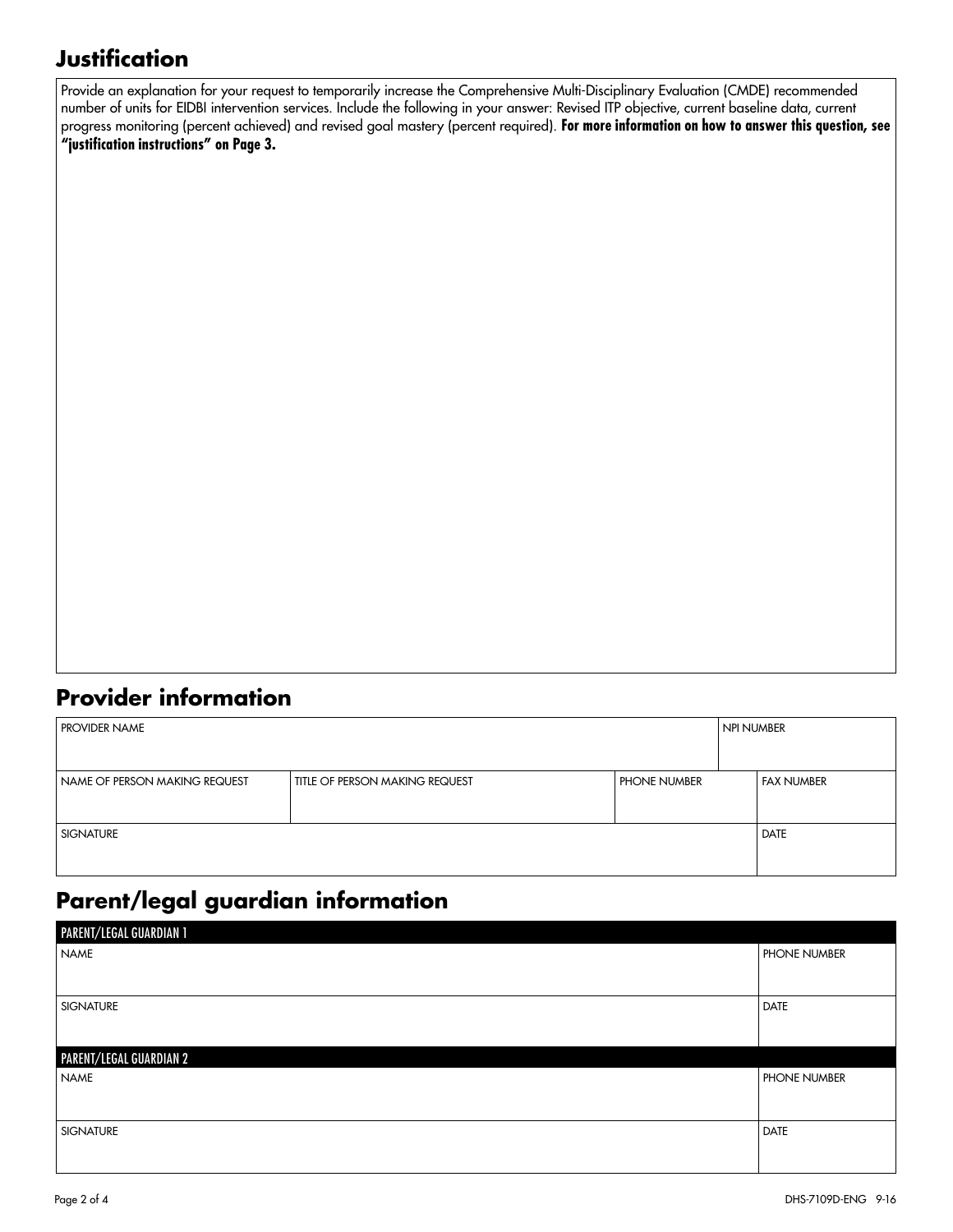## Justification

Provide an explanation for your request to temporarily increase the Comprehensive Multi-Disciplinary Evaluation (CMDE) recommended number of units for EIDBI intervention services. Include the following in your answer: Revised ITP objective, current baseline data, current progress monitoring (percent achieved) and revised goal mastery (percent required). **For more information on how to answer this question, see "justification instructions" on Page 3.**

## Provider information

| PROVIDER NAME | | | NPI NUMBER |
|---|---|---|---|
| | | | |

| NAME OF PERSON MAKING REQUEST | TITLE OF PERSON MAKING REQUEST | PHONE NUMBER | FAX NUMBER |
|---|---|---|---|
| | | | |

| SIGNATURE | DATE |
|---|---|
| | |

## Parent/legal guardian information

| PARENT/LEGAL GUARDIAN 1 | |
|---|---|
| NAME | PHONE NUMBER |
| SIGNATURE | DATE |

| PARENT/LEGAL GUARDIAN 2 | |
|---|---|
| NAME | PHONE NUMBER |
| SIGNATURE | DATE |

DHS-7109D-ENG 9-16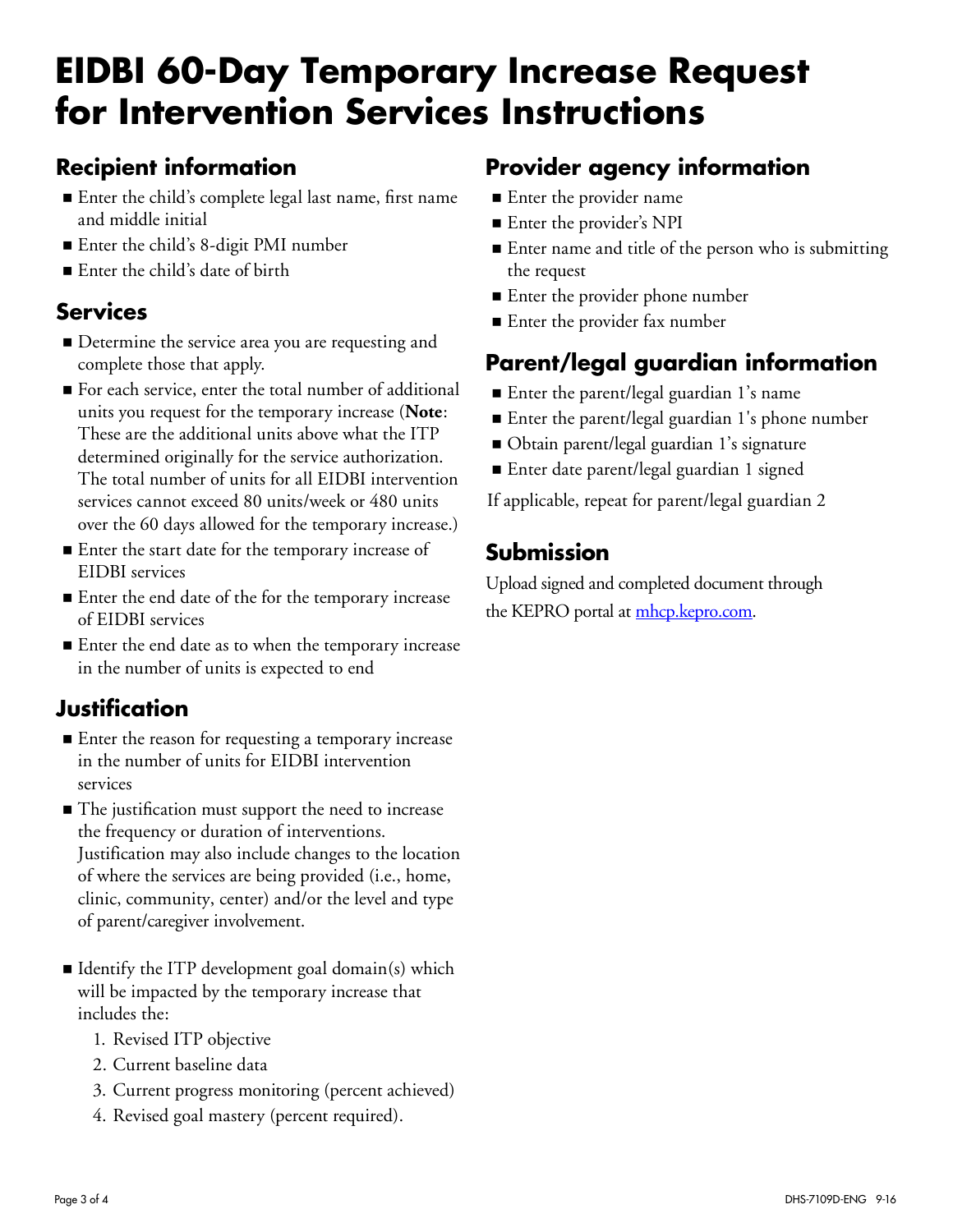# EIDBI 60-Day Temporary Increase Request for Intervention Services Instructions

## Recipient information

- Enter the child's complete legal last name, first name and middle initial
- Enter the child's 8-digit PMI number
- Enter the child's date of birth

## Services

- Determine the service area you are requesting and complete those that apply.
- For each service, enter the total number of additional units you request for the temporary increase (**Note**: These are the additional units above what the ITP determined originally for the service authorization. The total number of units for all EIDBI intervention services cannot exceed 80 units/week or 480 units over the 60 days allowed for the temporary increase.)
- Enter the start date for the temporary increase of EIDBI services
- Enter the end date of the for the temporary increase of EIDBI services
- Enter the end date as to when the temporary increase in the number of units is expected to end

## Justification

- Enter the reason for requesting a temporary increase in the number of units for EIDBI intervention services
- The justification must support the need to increase the frequency or duration of interventions. Justification may also include changes to the location of where the services are being provided (i.e., home, clinic, community, center) and/or the level and type of parent/caregiver involvement.
- Identify the ITP development goal domain(s) which will be impacted by the temporary increase that includes the:
  1. Revised ITP objective
  2. Current baseline data
  3. Current progress monitoring (percent achieved)
  4. Revised goal mastery (percent required).

## Provider agency information

- Enter the provider name
- Enter the provider's NPI
- Enter name and title of the person who is submitting the request
- Enter the provider phone number
- Enter the provider fax number

## Parent/legal guardian information

- Enter the parent/legal guardian 1's name
- Enter the parent/legal guardian 1's phone number
- Obtain parent/legal guardian 1's signature
- Enter date parent/legal guardian 1 signed

If applicable, repeat for parent/legal guardian 2

## Submission

Upload signed and completed document through the KEPRO portal at [mhcp.kepro.com](mhcp.kepro.com).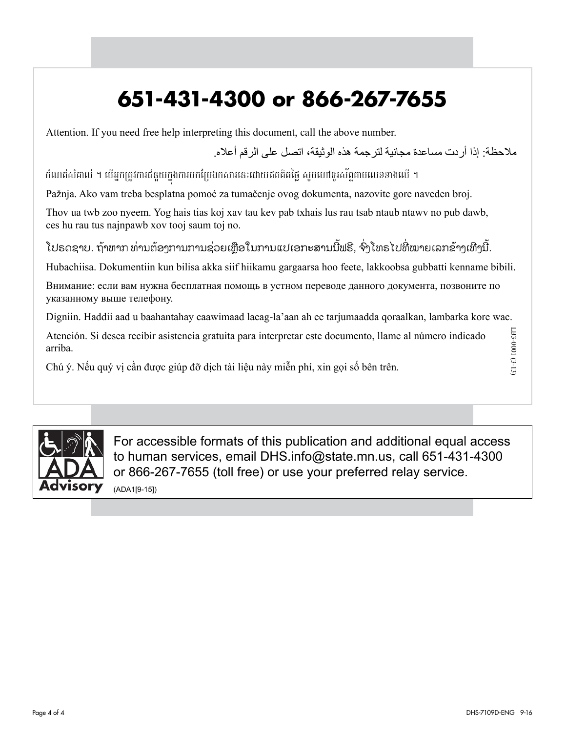# 651-431-4300 or 866-267-7655

Attention. If you need free help interpreting this document, call the above number.

ملاحظة: إذا أردت مساعدة مجانية لترجمة هذه الوثيقة، اتصل على الرقم أعلاه.

កំណត់សំគាល់ ។ បើអ្នកត្រូវការជំនួយក្នុងការបកប្រែឯកសារនេះដោយឥតគិតថ្លៃ សូមហៅទូរស័ព្ទតាមលេខខាងលើ ។

Pažnja. Ako vam treba besplatna pomoć za tumačenje ovog dokumenta, nazovite gore naveden broj.

Thov ua twb zoo nyeem. Yog hais tias koj xav tau kev pab txhais lus rau tsab ntaub ntawv no pub dawb, ces hu rau tus najnpawb xov tooj saum toj no.

ໂປຣດຊາບ. ຖ້າຫາກ ທ່ານຕ້ອງການການຊ່ວຍເຫຼືອໃນການແປເອກະສານນີ້ຟຣີ, ຈົ່ງໂທຣໄປທີ່ໝາຍເລກຂ້າງເທິງນີ້.

Hubachiisa. Dokumentiin kun bilisa akka siif hiikamu gargaarsa hoo feete, lakkoobsa gubbatti kenname bibili.

Внимание: если вам нужна бесплатная помощь в устном переводе данного документа, позвоните по указанному выше телефону.

Digniin. Haddii aad u baahantahay caawimaad lacag-la'aan ah ee tarjumaadda qoraalkan, lambarka kore wac.

Atención. Si desea recibir asistencia gratuita para interpretar este documento, llame al número indicado arriba.

Chú ý. Nếu quý vị cần được giúp đỡ dịch tài liệu này miễn phí, xin gọi số bên trên.

LB3-0001 (3-13)

ADA Advisory

For accessible formats of this publication and additional equal access to human services, email DHS.info@state.mn.us, call 651-431-4300 or 866-267-7655 (toll free) or use your preferred relay service.

(ADA1[9-15])